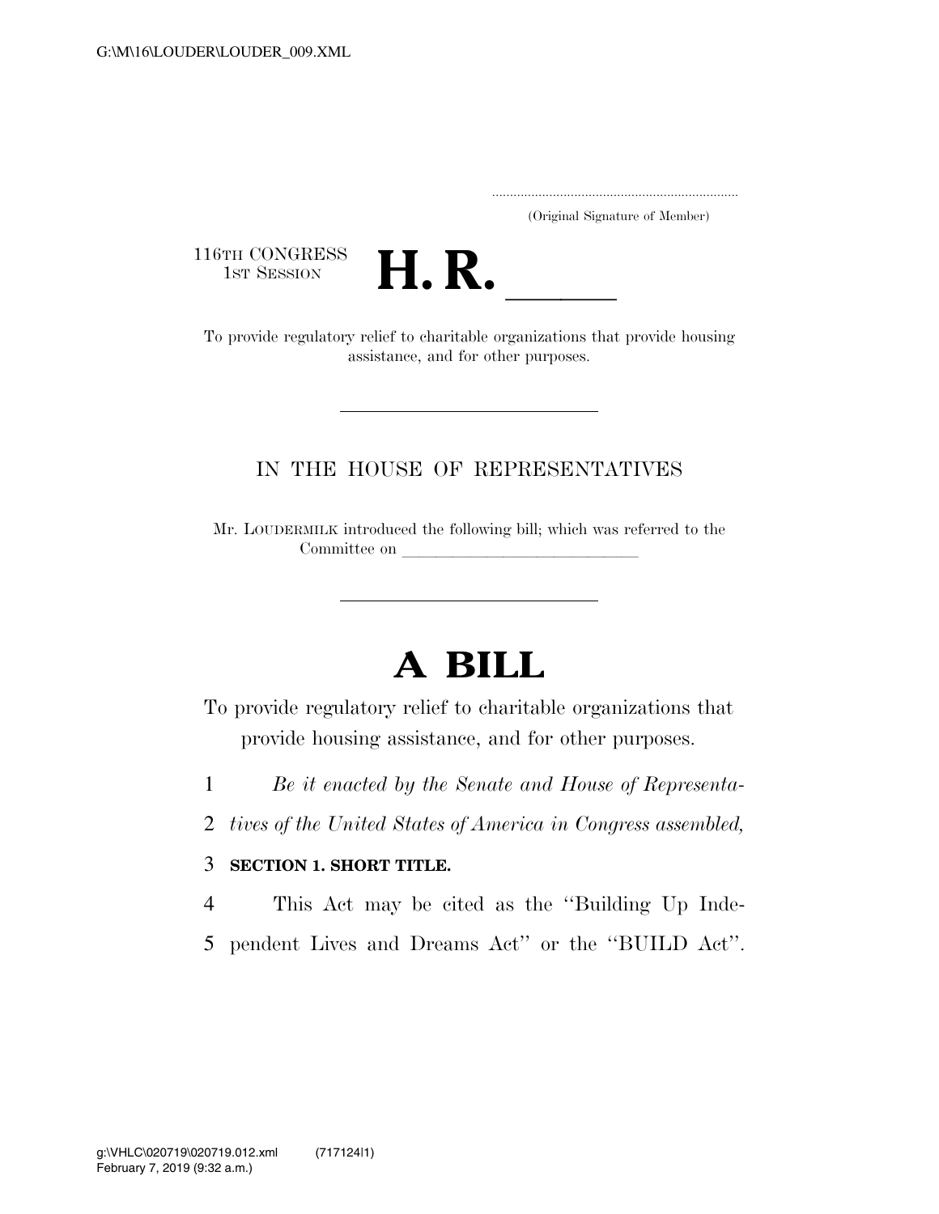(Original Signature of Member)

116TH CONGRESS
1ST SESSION

# H. R. \_\_\_\_\_

To provide regulatory relief to charitable organizations that provide housing assistance, and for other purposes.

IN THE HOUSE OF REPRESENTATIVES

Mr. LOUDERMILK introduced the following bill; which was referred to the Committee on \_\_\_\_\_\_\_\_\_\_\_\_\_\_\_\_\_\_\_\_\_\_\_\_\_\_\_\_

# A BILL

To provide regulatory relief to charitable organizations that provide housing assistance, and for other purposes.

1 *Be it enacted by the Senate and House of Representa-*
2 *tives of the United States of America in Congress assembled,*

3 **SECTION 1. SHORT TITLE.**

4 This Act may be cited as the ''Building Up Inde-
5 pendent Lives and Dreams Act'' or the ''BUILD Act''.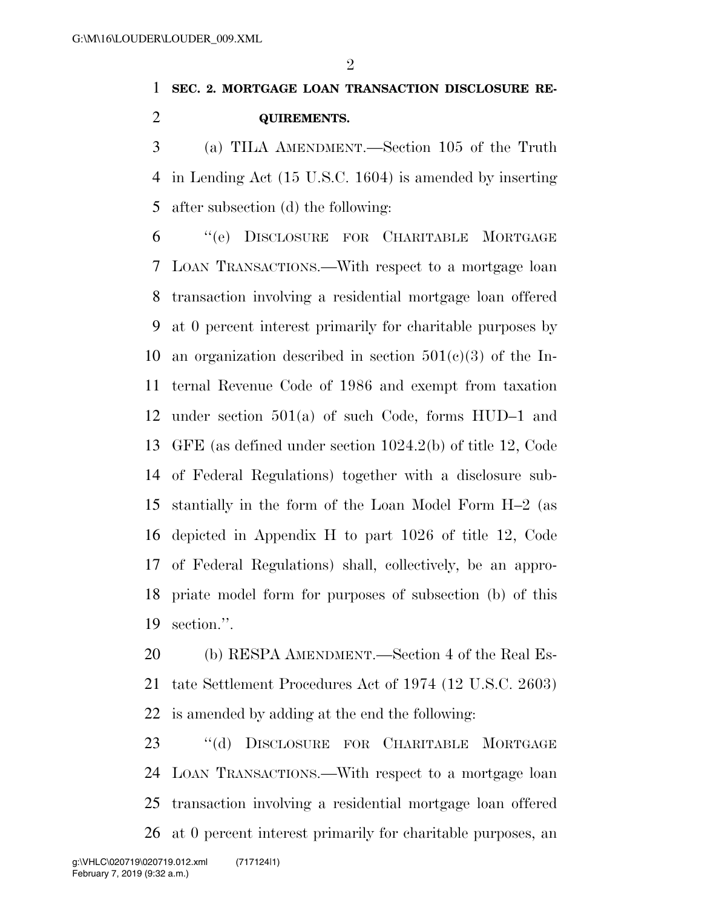**SEC. 2. MORTGAGE LOAN TRANSACTION DISCLOSURE REQUIREMENTS.**

(a) TILA AMENDMENT.—Section 105 of the Truth in Lending Act (15 U.S.C. 1604) is amended by inserting after subsection (d) the following:

"(e) DISCLOSURE FOR CHARITABLE MORTGAGE LOAN TRANSACTIONS.—With respect to a mortgage loan transaction involving a residential mortgage loan offered at 0 percent interest primarily for charitable purposes by an organization described in section 501(c)(3) of the Internal Revenue Code of 1986 and exempt from taxation under section 501(a) of such Code, forms HUD–1 and GFE (as defined under section 1024.2(b) of title 12, Code of Federal Regulations) together with a disclosure substantially in the form of the Loan Model Form H–2 (as depicted in Appendix H to part 1026 of title 12, Code of Federal Regulations) shall, collectively, be an appropriate model form for purposes of subsection (b) of this section.".

(b) RESPA AMENDMENT.—Section 4 of the Real Estate Settlement Procedures Act of 1974 (12 U.S.C. 2603) is amended by adding at the end the following:

"(d) DISCLOSURE FOR CHARITABLE MORTGAGE LOAN TRANSACTIONS.—With respect to a mortgage loan transaction involving a residential mortgage loan offered at 0 percent interest primarily for charitable purposes, an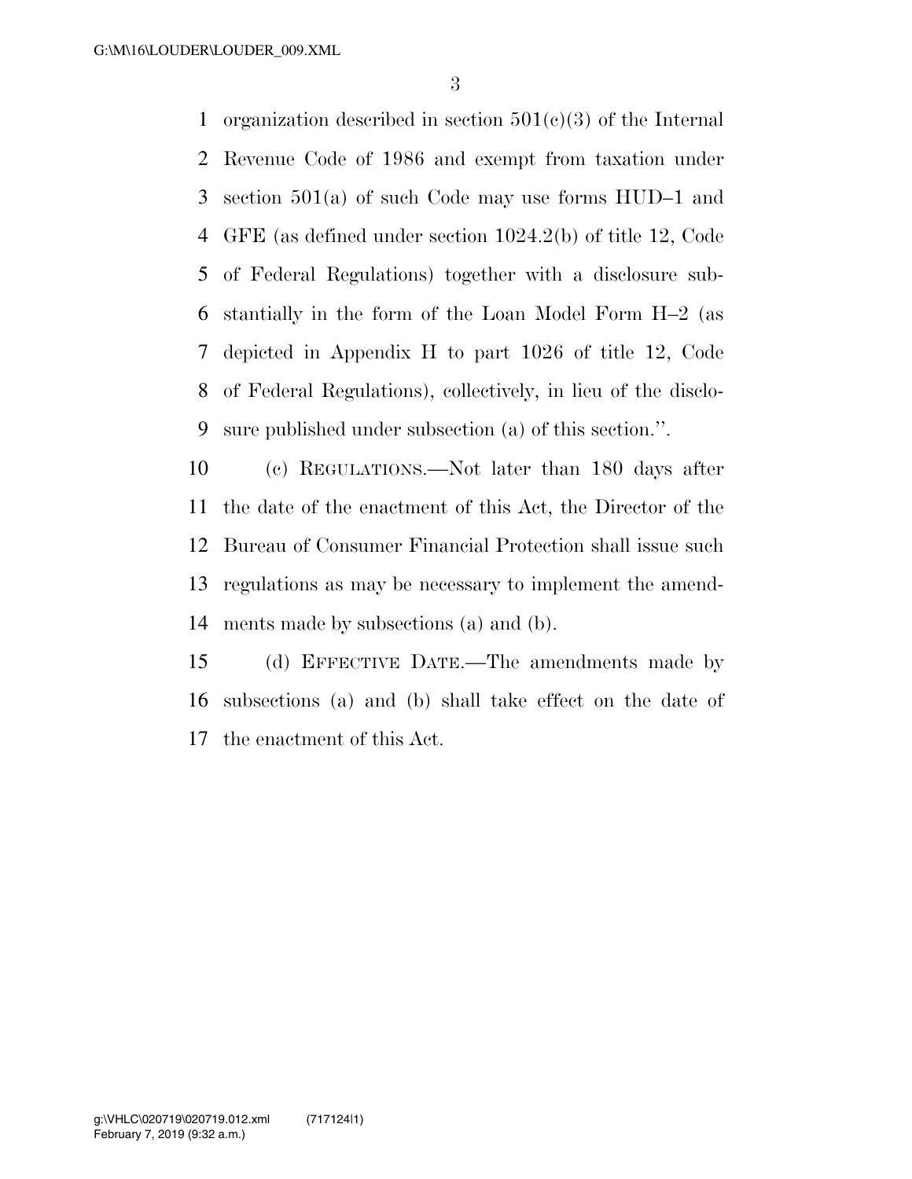organization described in section 501(c)(3) of the Internal Revenue Code of 1986 and exempt from taxation under section 501(a) of such Code may use forms HUD–1 and GFE (as defined under section 1024.2(b) of title 12, Code of Federal Regulations) together with a disclosure substantially in the form of the Loan Model Form H–2 (as depicted in Appendix H to part 1026 of title 12, Code of Federal Regulations), collectively, in lieu of the disclosure published under subsection (a) of this section.''.

(c) REGULATIONS.—Not later than 180 days after the date of the enactment of this Act, the Director of the Bureau of Consumer Financial Protection shall issue such regulations as may be necessary to implement the amendments made by subsections (a) and (b).

(d) EFFECTIVE DATE.—The amendments made by subsections (a) and (b) shall take effect on the date of the enactment of this Act.